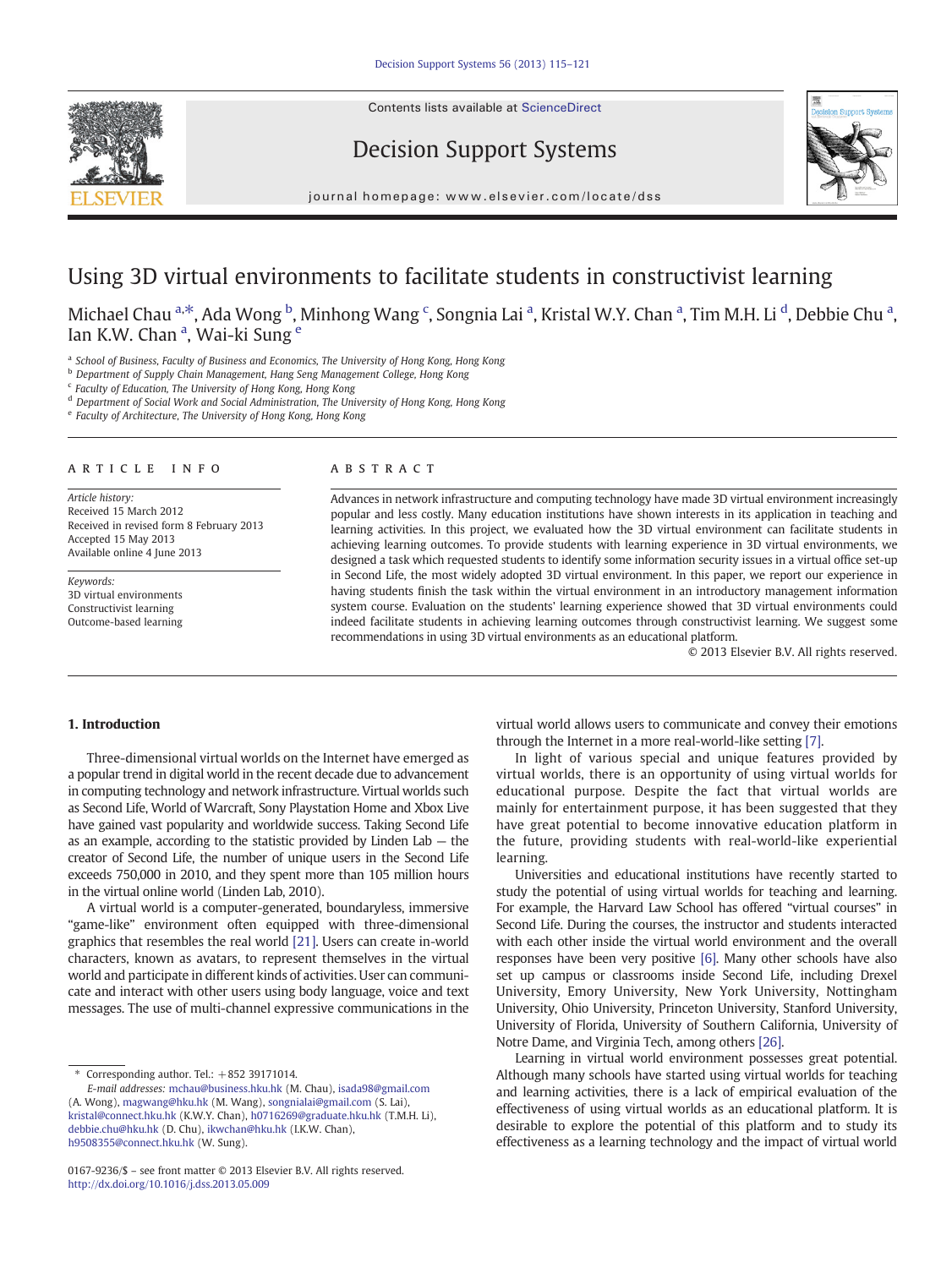# Using 3D virtual environments to facilitate students in constructivist learning

Michael Chau [a,*], Ada Wong [b], Minhong Wang [c], Songnia Lai [a], Kristal W.Y. Chan [a], Tim M.H. Li [d], Debbie Chu [a], Ian K.W. Chan [a], Wai-ki Sung [e]

[a] School of Business, Faculty of Business and Economics, The University of Hong Kong, Hong Kong
[b] Department of Supply Chain Management, Hang Seng Management College, Hong Kong
[c] Faculty of Education, The University of Hong Kong, Hong Kong
[d] Department of Social Work and Social Administration, The University of Hong Kong, Hong Kong
[e] Faculty of Architecture, The University of Hong Kong, Hong Kong

## ARTICLE INFO

*Article history:*
Received 15 March 2012
Received in revised form 8 February 2013
Accepted 15 May 2013
Available online 4 June 2013

*Keywords:*
3D virtual environments
Constructivist learning
Outcome-based learning

## ABSTRACT

Advances in network infrastructure and computing technology have made 3D virtual environment increasingly popular and less costly. Many education institutions have shown interests in its application in teaching and learning activities. In this project, we evaluated how the 3D virtual environment can facilitate students in achieving learning outcomes. To provide students with learning experience in 3D virtual environments, we designed a task which requested students to identify some information security issues in a virtual office set-up in Second Life, the most widely adopted 3D virtual environment. In this paper, we report our experience in having students finish the task within the virtual environment in an introductory management information system course. Evaluation on the students' learning experience showed that 3D virtual environments could indeed facilitate students in achieving learning outcomes through constructivist learning. We suggest some recommendations in using 3D virtual environments as an educational platform.

© 2013 Elsevier B.V. All rights reserved.

## 1. Introduction

Three-dimensional virtual worlds on the Internet have emerged as a popular trend in digital world in the recent decade due to advancement in computing technology and network infrastructure. Virtual worlds such as Second Life, World of Warcraft, Sony Playstation Home and Xbox Live have gained vast popularity and worldwide success. Taking Second Life as an example, according to the statistic provided by Linden Lab — the creator of Second Life, the number of unique users in the Second Life exceeds 750,000 in 2010, and they spent more than 105 million hours in the virtual online world (Linden Lab, 2010).

A virtual world is a computer-generated, boundaryless, immersive "game-like" environment often equipped with three-dimensional graphics that resembles the real world [21]. Users can create in-world characters, known as avatars, to represent themselves in the virtual world and participate in different kinds of activities. User can communicate and interact with other users using body language, voice and text messages. The use of multi-channel expressive communications in the virtual world allows users to communicate and convey their emotions through the Internet in a more real-world-like setting [7].

In light of various special and unique features provided by virtual worlds, there is an opportunity of using virtual worlds for educational purpose. Despite the fact that virtual worlds are mainly for entertainment purpose, it has been suggested that they have great potential to become innovative education platform in the future, providing students with real-world-like experiential learning.

Universities and educational institutions have recently started to study the potential of using virtual worlds for teaching and learning. For example, the Harvard Law School has offered "virtual courses" in Second Life. During the courses, the instructor and students interacted with each other inside the virtual world environment and the overall responses have been very positive [6]. Many other schools have also set up campus or classrooms inside Second Life, including Drexel University, Emory University, New York University, Nottingham University, Ohio University, Princeton University, Stanford University, University of Florida, University of Southern California, University of Notre Dame, and Virginia Tech, among others [26].

Learning in virtual world environment possesses great potential. Although many schools have started using virtual worlds for teaching and learning activities, there is a lack of empirical evaluation of the effectiveness of using virtual worlds as an educational platform. It is desirable to explore the potential of this platform and to study its effectiveness as a learning technology and the impact of virtual world

---

\* Corresponding author. Tel.: +852 39171014.
*E-mail addresses:* mchau@business.hku.hk (M. Chau), isada98@gmail.com (A. Wong), magwang@hku.hk (M. Wang), songnialai@gmail.com (S. Lai), kristal@connect.hku.hk (K.W.Y. Chan), h0716269@graduate.hku.hk (T.M.H. Li), debbie.chu@hku.hk (D. Chu), ikwchan@hku.hk (I.K.W. Chan), h9508355@connect.hku.hk (W. Sung).

0167-9236/$ – see front matter © 2013 Elsevier B.V. All rights reserved.
http://dx.doi.org/10.1016/j.dss.2013.05.009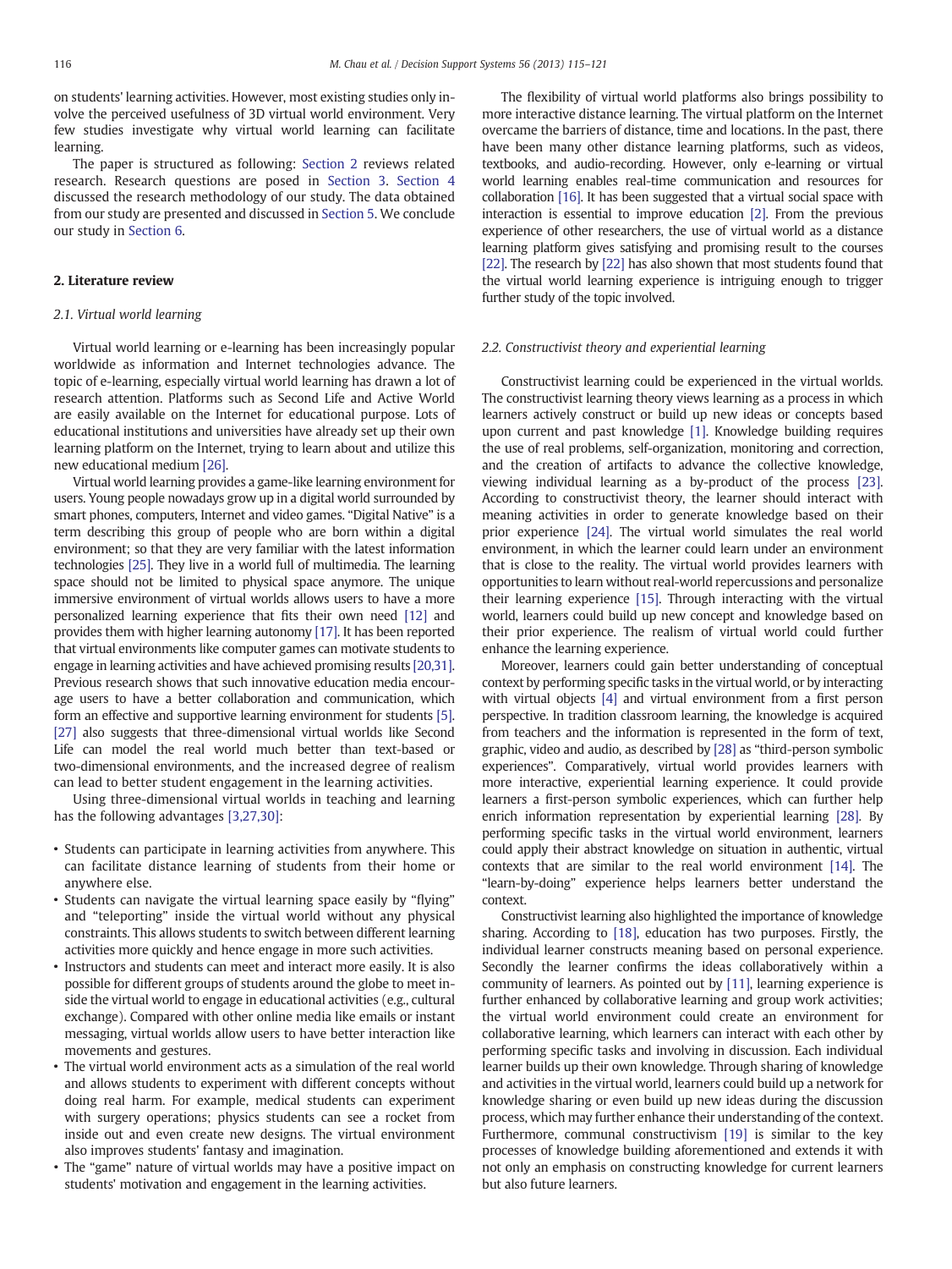on students' learning activities. However, most existing studies only involve the perceived usefulness of 3D virtual world environment. Very few studies investigate why virtual world learning can facilitate learning.

The paper is structured as following: Section 2 reviews related research. Research questions are posed in Section 3. Section 4 discussed the research methodology of our study. The data obtained from our study are presented and discussed in Section 5. We conclude our study in Section 6.

## 2. Literature review

### 2.1. Virtual world learning

Virtual world learning or e-learning has been increasingly popular worldwide as information and Internet technologies advance. The topic of e-learning, especially virtual world learning has drawn a lot of research attention. Platforms such as Second Life and Active World are easily available on the Internet for educational purpose. Lots of educational institutions and universities have already set up their own learning platform on the Internet, trying to learn about and utilize this new educational medium [26].

Virtual world learning provides a game-like learning environment for users. Young people nowadays grow up in a digital world surrounded by smart phones, computers, Internet and video games. "Digital Native" is a term describing this group of people who are born within a digital environment; so that they are very familiar with the latest information technologies [25]. They live in a world full of multimedia. The learning space should not be limited to physical space anymore. The unique immersive environment of virtual worlds allows users to have a more personalized learning experience that fits their own need [12] and provides them with higher learning autonomy [17]. It has been reported that virtual environments like computer games can motivate students to engage in learning activities and have achieved promising results [20,31]. Previous research shows that such innovative education media encourage users to have a better collaboration and communication, which form an effective and supportive learning environment for students [5]. [27] also suggests that three-dimensional virtual worlds like Second Life can model the real world much better than text-based or two-dimensional environments, and the increased degree of realism can lead to better student engagement in the learning activities.

Using three-dimensional virtual worlds in teaching and learning has the following advantages [3,27,30]:

- Students can participate in learning activities from anywhere. This can facilitate distance learning of students from their home or anywhere else.
- Students can navigate the virtual learning space easily by "flying" and "teleporting" inside the virtual world without any physical constraints. This allows students to switch between different learning activities more quickly and hence engage in more such activities.
- Instructors and students can meet and interact more easily. It is also possible for different groups of students around the globe to meet inside the virtual world to engage in educational activities (e.g., cultural exchange). Compared with other online media like emails or instant messaging, virtual worlds allow users to have better interaction like movements and gestures.
- The virtual world environment acts as a simulation of the real world and allows students to experiment with different concepts without doing real harm. For example, medical students can experiment with surgery operations; physics students can see a rocket from inside out and even create new designs. The virtual environment also improves students' fantasy and imagination.
- The "game" nature of virtual worlds may have a positive impact on students' motivation and engagement in the learning activities.

The flexibility of virtual world platforms also brings possibility to more interactive distance learning. The virtual platform on the Internet overcame the barriers of distance, time and locations. In the past, there have been many other distance learning platforms, such as videos, textbooks, and audio-recording. However, only e-learning or virtual world learning enables real-time communication and resources for collaboration [16]. It has been suggested that a virtual social space with interaction is essential to improve education [2]. From the previous experience of other researchers, the use of virtual world as a distance learning platform gives satisfying and promising result to the courses [22]. The research by [22] has also shown that most students found that the virtual world learning experience is intriguing enough to trigger further study of the topic involved.

### 2.2. Constructivist theory and experiential learning

Constructivist learning could be experienced in the virtual worlds. The constructivist learning theory views learning as a process in which learners actively construct or build up new ideas or concepts based upon current and past knowledge [1]. Knowledge building requires the use of real problems, self-organization, monitoring and correction, and the creation of artifacts to advance the collective knowledge, viewing individual learning as a by-product of the process [23]. According to constructivist theory, the learner should interact with meaning activities in order to generate knowledge based on their prior experience [24]. The virtual world simulates the real world environment, in which the learner could learn under an environment that is close to the reality. The virtual world provides learners with opportunities to learn without real-world repercussions and personalize their learning experience [15]. Through interacting with the virtual world, learners could build up new concept and knowledge based on their prior experience. The realism of virtual world could further enhance the learning experience.

Moreover, learners could gain better understanding of conceptual context by performing specific tasks in the virtual world, or by interacting with virtual objects [4] and virtual environment from a first person perspective. In tradition classroom learning, the knowledge is acquired from teachers and the information is represented in the form of text, graphic, video and audio, as described by [28] as "third-person symbolic experiences". Comparatively, virtual world provides learners with more interactive, experiential learning experience. It could provide learners a first-person symbolic experiences, which can further help enrich information representation by experiential learning [28]. By performing specific tasks in the virtual world environment, learners could apply their abstract knowledge on situation in authentic, virtual contexts that are similar to the real world environment [14]. The "learn-by-doing" experience helps learners better understand the context.

Constructivist learning also highlighted the importance of knowledge sharing. According to [18], education has two purposes. Firstly, the individual learner constructs meaning based on personal experience. Secondly the learner confirms the ideas collaboratively within a community of learners. As pointed out by [11], learning experience is further enhanced by collaborative learning and group work activities; the virtual world environment could create an environment for collaborative learning, which learners can interact with each other by performing specific tasks and involving in discussion. Each individual learner builds up their own knowledge. Through sharing of knowledge and activities in the virtual world, learners could build up a network for knowledge sharing or even build up new ideas during the discussion process, which may further enhance their understanding of the context. Furthermore, communal constructivism [19] is similar to the key processes of knowledge building aforementioned and extends it with not only an emphasis on constructing knowledge for current learners but also future learners.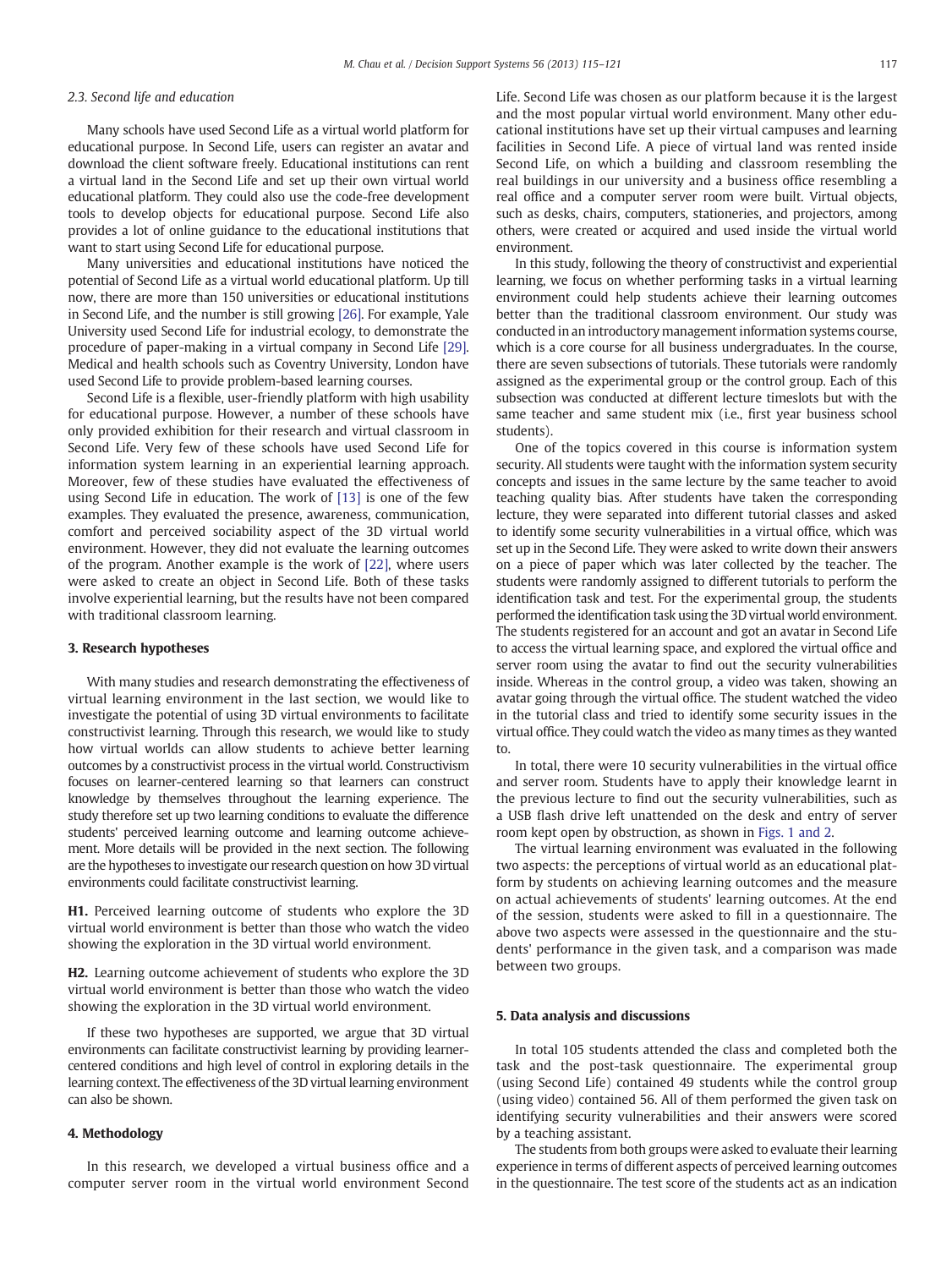### 2.3. Second life and education

Many schools have used Second Life as a virtual world platform for educational purpose. In Second Life, users can register an avatar and download the client software freely. Educational institutions can rent a virtual land in the Second Life and set up their own virtual world educational platform. They could also use the code-free development tools to develop objects for educational purpose. Second Life also provides a lot of online guidance to the educational institutions that want to start using Second Life for educational purpose.

Many universities and educational institutions have noticed the potential of Second Life as a virtual world educational platform. Up till now, there are more than 150 universities or educational institutions in Second Life, and the number is still growing [26]. For example, Yale University used Second Life for industrial ecology, to demonstrate the procedure of paper-making in a virtual company in Second Life [29]. Medical and health schools such as Coventry University, London have used Second Life to provide problem-based learning courses.

Second Life is a flexible, user-friendly platform with high usability for educational purpose. However, a number of these schools have only provided exhibition for their research and virtual classroom in Second Life. Very few of these schools have used Second Life for information system learning in an experiential learning approach. Moreover, few of these studies have evaluated the effectiveness of using Second Life in education. The work of [13] is one of the few examples. They evaluated the presence, awareness, communication, comfort and perceived sociability aspect of the 3D virtual world environment. However, they did not evaluate the learning outcomes of the program. Another example is the work of [22], where users were asked to create an object in Second Life. Both of these tasks involve experiential learning, but the results have not been compared with traditional classroom learning.

## 3. Research hypotheses

With many studies and research demonstrating the effectiveness of virtual learning environment in the last section, we would like to investigate the potential of using 3D virtual environments to facilitate constructivist learning. Through this research, we would like to study how virtual worlds can allow students to achieve better learning outcomes by a constructivist process in the virtual world. Constructivism focuses on learner-centered learning so that learners can construct knowledge by themselves throughout the learning experience. The study therefore set up two learning conditions to evaluate the difference students' perceived learning outcome and learning outcome achievement. More details will be provided in the next section. The following are the hypotheses to investigate our research question on how 3D virtual environments could facilitate constructivist learning.

**H1.** Perceived learning outcome of students who explore the 3D virtual world environment is better than those who watch the video showing the exploration in the 3D virtual world environment.

**H2.** Learning outcome achievement of students who explore the 3D virtual world environment is better than those who watch the video showing the exploration in the 3D virtual world environment.

If these two hypotheses are supported, we argue that 3D virtual environments can facilitate constructivist learning by providing learner-centered conditions and high level of control in exploring details in the learning context. The effectiveness of the 3D virtual learning environment can also be shown.

## 4. Methodology

In this research, we developed a virtual business office and a computer server room in the virtual world environment Second Life. Second Life was chosen as our platform because it is the largest and the most popular virtual world environment. Many other educational institutions have set up their virtual campuses and learning facilities in Second Life. A piece of virtual land was rented inside Second Life, on which a building and classroom resembling the real buildings in our university and a business office resembling a real office and a computer server room were built. Virtual objects, such as desks, chairs, computers, stationeries, and projectors, among others, were created or acquired and used inside the virtual world environment.

In this study, following the theory of constructivist and experiential learning, we focus on whether performing tasks in a virtual learning environment could help students achieve their learning outcomes better than the traditional classroom environment. Our study was conducted in an introductory management information systems course, which is a core course for all business undergraduates. In the course, there are seven subsections of tutorials. These tutorials were randomly assigned as the experimental group or the control group. Each of this subsection was conducted at different lecture timeslots but with the same teacher and same student mix (i.e., first year business school students).

One of the topics covered in this course is information system security. All students were taught with the information system security concepts and issues in the same lecture by the same teacher to avoid teaching quality bias. After students have taken the corresponding lecture, they were separated into different tutorial classes and asked to identify some security vulnerabilities in a virtual office, which was set up in the Second Life. They were asked to write down their answers on a piece of paper which was later collected by the teacher. The students were randomly assigned to different tutorials to perform the identification task and test. For the experimental group, the students performed the identification task using the 3D virtual world environment. The students registered for an account and got an avatar in Second Life to access the virtual learning space, and explored the virtual office and server room using the avatar to find out the security vulnerabilities inside. Whereas in the control group, a video was taken, showing an avatar going through the virtual office. The student watched the video in the tutorial class and tried to identify some security issues in the virtual office. They could watch the video as many times as they wanted to.

In total, there were 10 security vulnerabilities in the virtual office and server room. Students have to apply their knowledge learnt in the previous lecture to find out the security vulnerabilities, such as a USB flash drive left unattended on the desk and entry of server room kept open by obstruction, as shown in Figs. 1 and 2.

The virtual learning environment was evaluated in the following two aspects: the perceptions of virtual world as an educational platform by students on achieving learning outcomes and the measure on actual achievements of students' learning outcomes. At the end of the session, students were asked to fill in a questionnaire. The above two aspects were assessed in the questionnaire and the students' performance in the given task, and a comparison was made between two groups.

## 5. Data analysis and discussions

In total 105 students attended the class and completed both the task and the post-task questionnaire. The experimental group (using Second Life) contained 49 students while the control group (using video) contained 56. All of them performed the given task on identifying security vulnerabilities and their answers were scored by a teaching assistant.

The students from both groups were asked to evaluate their learning experience in terms of different aspects of perceived learning outcomes in the questionnaire. The test score of the students act as an indication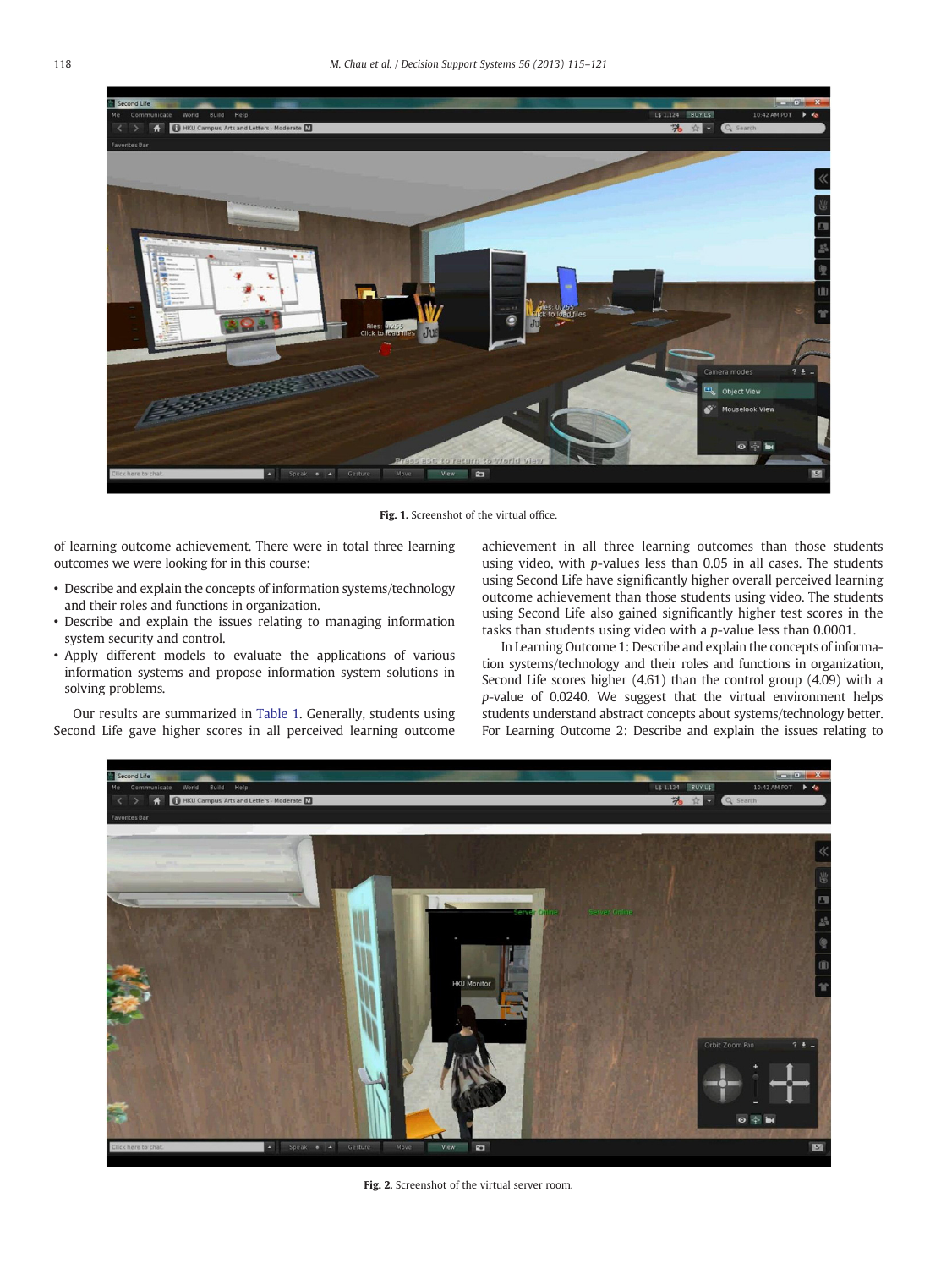Fig. 1. Screenshot of the virtual office.

of learning outcome achievement. There were in total three learning outcomes we were looking for in this course:

- Describe and explain the concepts of information systems/technology and their roles and functions in organization.
- Describe and explain the issues relating to managing information system security and control.
- Apply different models to evaluate the applications of various information systems and propose information system solutions in solving problems.

Our results are summarized in Table 1. Generally, students using Second Life gave higher scores in all perceived learning outcome achievement in all three learning outcomes than those students using video, with $p$-values less than 0.05 in all cases. The students using Second Life have significantly higher overall perceived learning outcome achievement than those students using video. The students using Second Life also gained significantly higher test scores in the tasks than students using video with a $p$-value less than 0.0001.

In Learning Outcome 1: Describe and explain the concepts of information systems/technology and their roles and functions in organization, Second Life scores higher (4.61) than the control group (4.09) with a $p$-value of 0.0240. We suggest that the virtual environment helps students understand abstract concepts about systems/technology better. For Learning Outcome 2: Describe and explain the issues relating to

Fig. 2. Screenshot of the virtual server room.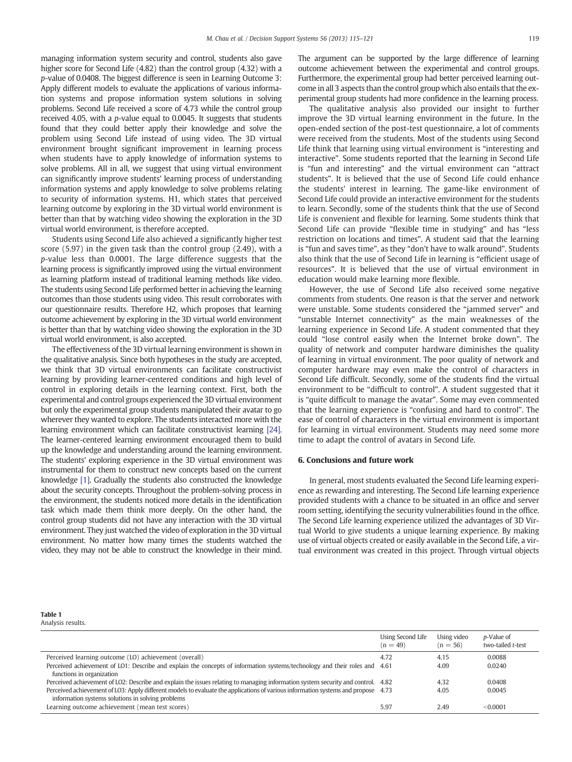managing information system security and control, students also gave higher score for Second Life (4.82) than the control group (4.32) with a $p$-value of 0.0408. The biggest difference is seen in Learning Outcome 3: Apply different models to evaluate the applications of various information systems and propose information system solutions in solving problems. Second Life received a score of 4.73 while the control group received 4.05, with a $p$-value equal to 0.0045. It suggests that students found that they could better apply their knowledge and solve the problem using Second Life instead of using video. The 3D virtual environment brought significant improvement in learning process when students have to apply knowledge of information systems to solve problems. All in all, we suggest that using virtual environment can significantly improve students' learning process of understanding information systems and apply knowledge to solve problems relating to security of information systems. H1, which states that perceived learning outcome by exploring in the 3D virtual world environment is better than that by watching video showing the exploration in the 3D virtual world environment, is therefore accepted.

Students using Second Life also achieved a significantly higher test score (5.97) in the given task than the control group (2.49), with a $p$-value less than 0.0001. The large difference suggests that the learning process is significantly improved using the virtual environment as learning platform instead of traditional learning methods like video. The students using Second Life performed better in achieving the learning outcomes than those students using video. This result corroborates with our questionnaire results. Therefore H2, which proposes that learning outcome achievement by exploring in the 3D virtual world environment is better than that by watching video showing the exploration in the 3D virtual world environment, is also accepted.

The effectiveness of the 3D virtual learning environment is shown in the qualitative analysis. Since both hypotheses in the study are accepted, we think that 3D virtual environments can facilitate constructivist learning by providing learner-centered conditions and high level of control in exploring details in the learning context. First, both the experimental and control groups experienced the 3D virtual environment but only the experimental group students manipulated their avatar to go wherever they wanted to explore. The students interacted more with the learning environment which can facilitate constructivist learning [24]. The learner-centered learning environment encouraged them to build up the knowledge and understanding around the learning environment. The students' exploring experience in the 3D virtual environment was instrumental for them to construct new concepts based on the current knowledge [1]. Gradually the students also constructed the knowledge about the security concepts. Throughout the problem-solving process in the environment, the students noticed more details in the identification task which made them think more deeply. On the other hand, the control group students did not have any interaction with the 3D virtual environment. They just watched the video of exploration in the 3D virtual environment. No matter how many times the students watched the video, they may not be able to construct the knowledge in their mind. The argument can be supported by the large difference of learning outcome achievement between the experimental and control groups. Furthermore, the experimental group had better perceived learning outcome in all 3 aspects than the control group which also entails that the experimental group students had more confidence in the learning process.

The qualitative analysis also provided our insight to further improve the 3D virtual learning environment in the future. In the open-ended section of the post-test questionnaire, a lot of comments were received from the students. Most of the students using Second Life think that learning using virtual environment is "interesting and interactive". Some students reported that the learning in Second Life is "fun and interesting" and the virtual environment can "attract students". It is believed that the use of Second Life could enhance the students' interest in learning. The game-like environment of Second Life could provide an interactive environment for the students to learn. Secondly, some of the students think that the use of Second Life is convenient and flexible for learning. Some students think that Second Life can provide "flexible time in studying" and has "less restriction on locations and times". A student said that the learning is "fun and saves time", as they "don't have to walk around". Students also think that the use of Second Life in learning is "efficient usage of resources". It is believed that the use of virtual environment in education would make learning more flexible.

However, the use of Second Life also received some negative comments from students. One reason is that the server and network were unstable. Some students considered the "jammed server" and "unstable Internet connectivity" as the main weaknesses of the learning experience in Second Life. A student commented that they could "lose control easily when the Internet broke down". The quality of network and computer hardware diminishes the quality of learning in virtual environment. The poor quality of network and computer hardware may even make the control of characters in Second Life difficult. Secondly, some of the students find the virtual environment to be "difficult to control". A student suggested that it is "quite difficult to manage the avatar". Some may even commented that the learning experience is "confusing and hard to control". The ease of control of characters in the virtual environment is important for learning in virtual environment. Students may need some more time to adapt the control of avatars in Second Life.

## 6. Conclusions and future work

In general, most students evaluated the Second Life learning experience as rewarding and interesting. The Second Life learning experience provided students with a chance to be situated in an office and server room setting, identifying the security vulnerabilities found in the office. The Second Life learning experience utilized the advantages of 3D Virtual World to give students a unique learning experience. By making use of virtual objects created or easily available in the Second Life, a virtual environment was created in this project. Through virtual objects

**Table 1**
Analysis results.

| | Using Second Life ($n = 49$) | Using video ($n = 56$) | $p$-Value of two-tailed $t$-test |
|---|---|---|---|
| Perceived learning outcome (LO) achievement (overall) | 4.72 | 4.15 | 0.0088 |
| Perceived achievement of LO1: Describe and explain the concepts of information systems/technology and their roles and functions in organization | 4.61 | 4.09 | 0.0240 |
| Perceived achievement of LO2: Describe and explain the issues relating to managing information system security and control. | 4.82 | 4.32 | 0.0408 |
| Perceived achievement of LO3: Apply different models to evaluate the applications of various information systems and propose information systems solutions in solving problems | 4.73 | 4.05 | 0.0045 |
| Learning outcome achievement (mean test scores) | 5.97 | 2.49 | <0.0001 |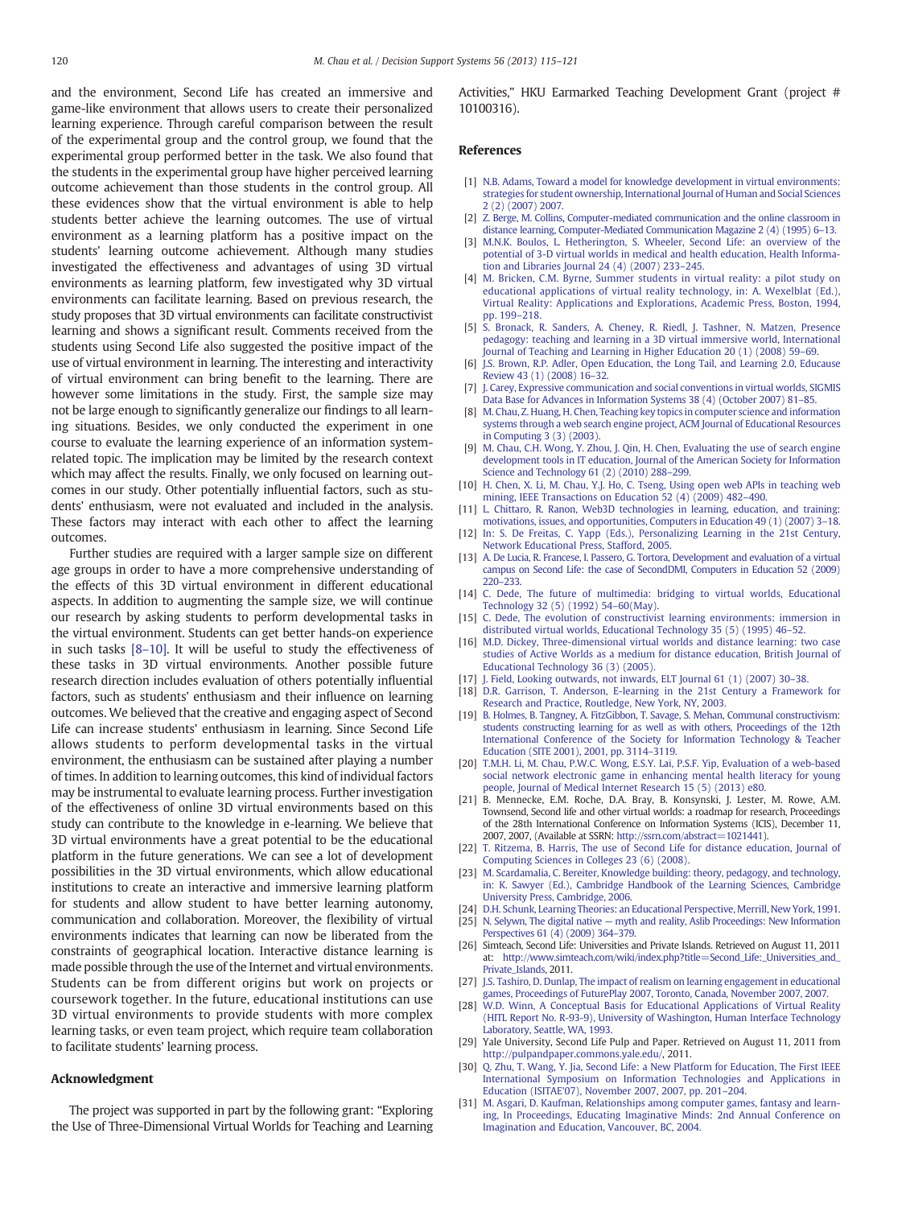and the environment, Second Life has created an immersive and game-like environment that allows users to create their personalized learning experience. Through careful comparison between the result of the experimental group and the control group, we found that the experimental group performed better in the task. We also found that the students in the experimental group have higher perceived learning outcome achievement than those students in the control group. All these evidences show that the virtual environment is able to help students better achieve the learning outcomes. The use of virtual environment as a learning platform has a positive impact on the students' learning outcome achievement. Although many studies investigated the effectiveness and advantages of using 3D virtual environments as learning platform, few investigated why 3D virtual environments can facilitate learning. Based on previous research, the study proposes that 3D virtual environments can facilitate constructivist learning and shows a significant result. Comments received from the students using Second Life also suggested the positive impact of the use of virtual environment in learning. The interesting and interactivity of virtual environment can bring benefit to the learning. There are however some limitations in the study. First, the sample size may not be large enough to significantly generalize our findings to all learning situations. Besides, we only conducted the experiment in one course to evaluate the learning experience of an information system-related topic. The implication may be limited by the research context which may affect the results. Finally, we only focused on learning outcomes in our study. Other potentially influential factors, such as students' enthusiasm, were not evaluated and included in the analysis. These factors may interact with each other to affect the learning outcomes.

Further studies are required with a larger sample size on different age groups in order to have a more comprehensive understanding of the effects of this 3D virtual environment in different educational aspects. In addition to augmenting the sample size, we will continue our research by asking students to perform developmental tasks in the virtual environment. Students can get better hands-on experience in such tasks [8–10]. It will be useful to study the effectiveness of these tasks in 3D virtual environments. Another possible future research direction includes evaluation of others potentially influential factors, such as students' enthusiasm and their influence on learning outcomes. We believed that the creative and engaging aspect of Second Life can increase students' enthusiasm in learning. Since Second Life allows students to perform developmental tasks in the virtual environment, the enthusiasm can be sustained after playing a number of times. In addition to learning outcomes, this kind of individual factors may be instrumental to evaluate learning process. Further investigation of the effectiveness of online 3D virtual environments based on this study can contribute to the knowledge in e-learning. We believe that 3D virtual environments have a great potential to be the educational platform in the future generations. We can see a lot of development possibilities in the 3D virtual environments, which allow educational institutions to create an interactive and immersive learning platform for students and allow student to have better learning autonomy, communication and collaboration. Moreover, the flexibility of virtual environments indicates that learning can now be liberated from the constraints of geographical location. Interactive distance learning is made possible through the use of the Internet and virtual environments. Students can be from different origins but work on projects or coursework together. In the future, educational institutions can use 3D virtual environments to provide students with more complex learning tasks, or even team project, which require team collaboration to facilitate students' learning process.

## Acknowledgment

The project was supported in part by the following grant: "Exploring the Use of Three-Dimensional Virtual Worlds for Teaching and Learning Activities," HKU Earmarked Teaching Development Grant (project # 10100316).

## References

[1] N.B. Adams, Toward a model for knowledge development in virtual environments: strategies for student ownership, International Journal of Human and Social Sciences 2 (2) (2007) 2007.

[2] Z. Berge, M. Collins, Computer-mediated communication and the online classroom in distance learning, Computer-Mediated Communication Magazine 2 (4) (1995) 6–13.

[3] M.N.K. Boulos, L. Hetherington, S. Wheeler, Second Life: an overview of the potential of 3-D virtual worlds in medical and health education, Health Information and Libraries Journal 24 (4) (2007) 233–245.

[4] M. Bricken, C.M. Byrne, Summer students in virtual reality: a pilot study on educational applications of virtual reality technology, in: A. Wexelblat (Ed.), Virtual Reality: Applications and Explorations, Academic Press, Boston, 1994, pp. 199–218.

[5] S. Bronack, R. Sanders, A. Cheney, R. Riedl, J. Tashner, N. Matzen, Presence pedagogy: teaching and learning in a 3D virtual immersive world, International Journal of Teaching and Learning in Higher Education 20 (1) (2008) 59–69.

[6] J.S. Brown, R.P. Adler, Open Education, the Long Tail, and Learning 2.0, Educause Review 43 (1) (2008) 16–32.

[7] J. Carey, Expressive communication and social conventions in virtual worlds, SIGMIS Data Base for Advances in Information Systems 38 (4) (October 2007) 81–85.

[8] M. Chau, Z. Huang, H. Chen, Teaching key topics in computer science and information systems through a web search engine project, ACM Journal of Educational Resources in Computing 3 (3) (2003).

[9] M. Chau, C.H. Wong, Y. Zhou, J. Qin, H. Chen, Evaluating the use of search engine development tools in IT education, Journal of the American Society for Information Science and Technology 61 (2) (2010) 288–299.

[10] H. Chen, X. Li, M. Chau, Y.J. Ho, C. Tseng, Using open web APIs in teaching web mining, IEEE Transactions on Education 52 (4) (2009) 482–490.

[11] L. Chittaro, R. Ranon, Web3D technologies in learning, education, and training: motivations, issues, and opportunities, Computers in Education 49 (1) (2007) 3–18.

[12] In: S. De Freitas, C. Yapp (Eds.), Personalizing Learning in the 21st Century, Network Educational Press, Stafford, 2005.

[13] A. De Lucia, R. Francese, I. Passero, G. Tortora, Development and evaluation of a virtual campus on Second Life: the case of SecondDMI, Computers in Education 52 (2009) 220–233.

[14] C. Dede, The future of multimedia: bridging to virtual worlds, Educational Technology 32 (5) (1992) 54–60(May).

[15] C. Dede, The evolution of constructivist learning environments: immersion in distributed virtual worlds, Educational Technology 35 (5) (1995) 46–52.

[16] M.D. Dickey, Three-dimensional virtual worlds and distance learning: two case studies of Active Worlds as a medium for distance education, British Journal of Educational Technology 36 (3) (2005).

[17] J. Field, Looking outwards, not inwards, ELT Journal 61 (1) (2007) 30–38.

[18] D.R. Garrison, T. Anderson, E-learning in the 21st Century a Framework for Research and Practice, Routledge, New York, NY, 2003.

[19] B. Holmes, B. Tangney, A. FitzGibbon, T. Savage, S. Mehan, Communal constructivism: students constructing learning for as well as with others, Proceedings of the 12th International Conference of the Society for Information Technology & Teacher Education (SITE 2001), 2001, pp. 3114–3119.

[20] T.M.H. Li, M. Chau, P.W.C. Wong, E.S.Y. Lai, P.S.F. Yip, Evaluation of a web-based social network electronic game in enhancing mental health literacy for young people, Journal of Medical Internet Research 15 (5) (2013) e80.

[21] B. Mennecke, E.M. Roche, D.A. Bray, B. Konsynski, J. Lester, M. Rowe, A.M. Townsend, Second life and other virtual worlds: a roadmap for research, Proceedings of the 28th International Conference on Information Systems (ICIS), December 11, 2007, 2007, (Available at SSRN: http://ssrn.com/abstract=1021441).

[22] T. Ritzema, B. Harris, The use of Second Life for distance education, Journal of Computing Sciences in Colleges 23 (6) (2008).

[23] M. Scardamalia, C. Bereiter, Knowledge building: theory, pedagogy, and technology, in: K. Sawyer (Ed.), Cambridge Handbook of the Learning Sciences, Cambridge University Press, Cambridge, 2006.

[24] D.H. Schunk, Learning Theories: an Educational Perspective, Merrill, New York, 1991.

[25] N. Selywn, The digital native — myth and reality, Aslib Proceedings: New Information Perspectives 61 (4) (2009) 364–379.

[26] Simteach, Second Life: Universities and Private Islands. Retrieved on August 11, 2011 at: http://www.simteach.com/wiki/index.php?title=Second_Life:_Universities_and_Private_Islands, 2011.

[27] J.S. Tashiro, D. Dunlap, The impact of realism on learning engagement in educational games, Proceedings of FuturePlay 2007, Toronto, Canada, November 2007, 2007.

[28] W.D. Winn, A Conceptual Basis for Educational Applications of Virtual Reality (HITL Report No. R-93-9), University of Washington, Human Interface Technology Laboratory, Seattle, WA, 1993.

[29] Yale University, Second Life Pulp and Paper. Retrieved on August 11, 2011 from http://pulpandpaper.commons.yale.edu/, 2011.

[30] Q. Zhu, T. Wang, Y. Jia, Second Life: a New Platform for Education, The First IEEE International Symposium on Information Technologies and Applications in Education (ISITAE'07), November 2007, 2007, pp. 201–204.

[31] M. Asgari, D. Kaufman, Relationships among computer games, fantasy and learning, In Proceedings, Educating Imaginative Minds: 2nd Annual Conference on Imagination and Education, Vancouver, BC, 2004.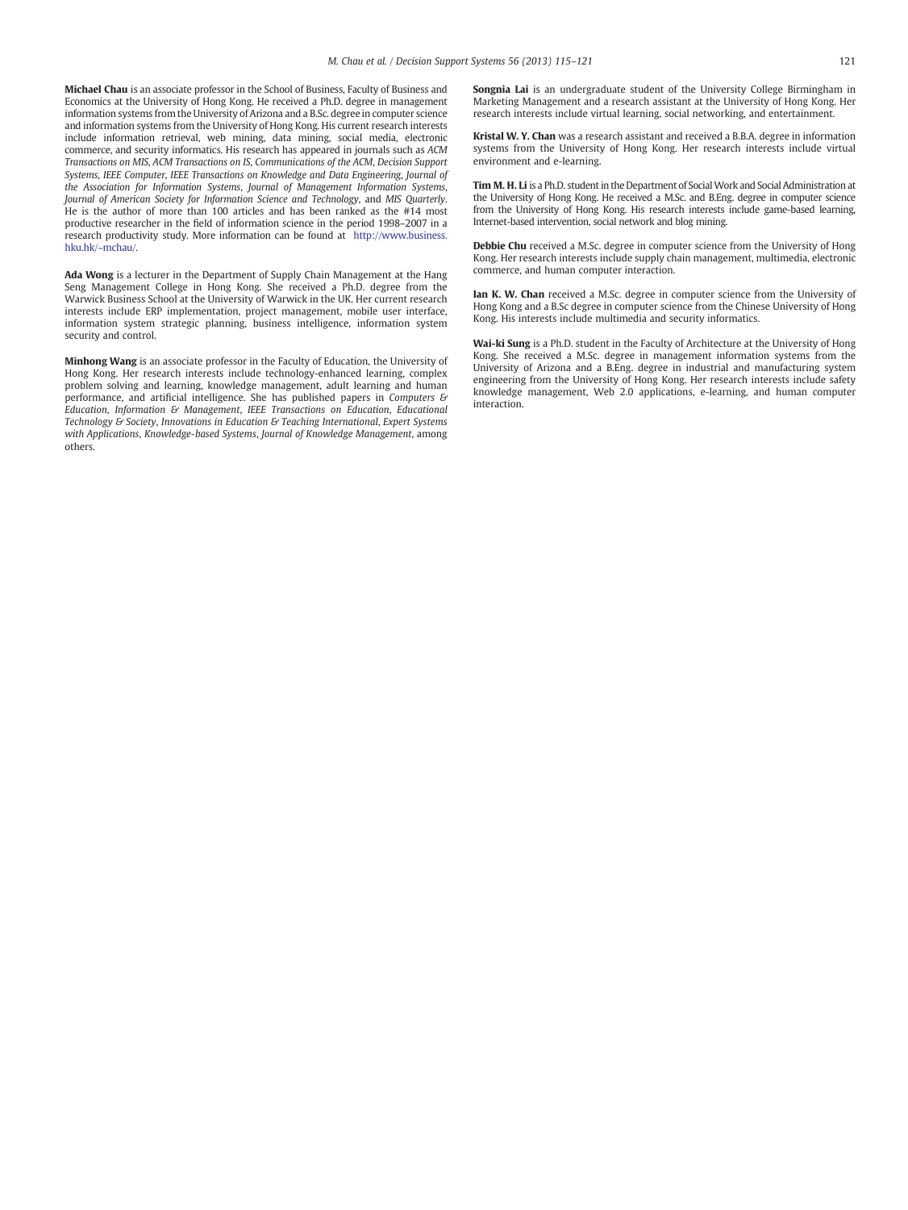**Michael Chau** is an associate professor in the School of Business, Faculty of Business and Economics at the University of Hong Kong. He received a Ph.D. degree in management information systems from the University of Arizona and a B.Sc. degree in computer science and information systems from the University of Hong Kong. His current research interests include information retrieval, web mining, data mining, social media, electronic commerce, and security informatics. His research has appeared in journals such as *ACM Transactions on MIS*, *ACM Transactions on IS*, *Communications of the ACM*, *Decision Support Systems*, *IEEE Computer*, *IEEE Transactions on Knowledge and Data Engineering*, *Journal of the Association for Information Systems*, *Journal of Management Information Systems*, *Journal of American Society for Information Science and Technology*, and *MIS Quarterly*. He is the author of more than 100 articles and has been ranked as the #14 most productive researcher in the field of information science in the period 1998–2007 in a research productivity study. More information can be found at http://www.business.hku.hk/~mchau/.

**Ada Wong** is a lecturer in the Department of Supply Chain Management at the Hang Seng Management College in Hong Kong. She received a Ph.D. degree from the Warwick Business School at the University of Warwick in the UK. Her current research interests include ERP implementation, project management, mobile user interface, information system strategic planning, business intelligence, information system security and control.

**Minhong Wang** is an associate professor in the Faculty of Education, the University of Hong Kong. Her research interests include technology-enhanced learning, complex problem solving and learning, knowledge management, adult learning and human performance, and artificial intelligence. She has published papers in *Computers & Education*, *Information & Management*, *IEEE Transactions on Education*, *Educational Technology & Society*, *Innovations in Education & Teaching International*, *Expert Systems with Applications*, *Knowledge-based Systems*, *Journal of Knowledge Management*, among others.

**Songnia Lai** is an undergraduate student of the University College Birmingham in Marketing Management and a research assistant at the University of Hong Kong. Her research interests include virtual learning, social networking, and entertainment.

**Kristal W. Y. Chan** was a research assistant and received a B.B.A. degree in information systems from the University of Hong Kong. Her research interests include virtual environment and e-learning.

**Tim M. H. Li** is a Ph.D. student in the Department of Social Work and Social Administration at the University of Hong Kong. He received a M.Sc. and B.Eng. degree in computer science from the University of Hong Kong. His research interests include game-based learning, Internet-based intervention, social network and blog mining.

**Debbie Chu** received a M.Sc. degree in computer science from the University of Hong Kong. Her research interests include supply chain management, multimedia, electronic commerce, and human computer interaction.

**Ian K. W. Chan** received a M.Sc. degree in computer science from the University of Hong Kong and a B.Sc degree in computer science from the Chinese University of Hong Kong. His interests include multimedia and security informatics.

**Wai-ki Sung** is a Ph.D. student in the Faculty of Architecture at the University of Hong Kong. She received a M.Sc. degree in management information systems from the University of Arizona and a B.Eng. degree in industrial and manufacturing system engineering from the University of Hong Kong. Her research interests include safety knowledge management, Web 2.0 applications, e-learning, and human computer interaction.